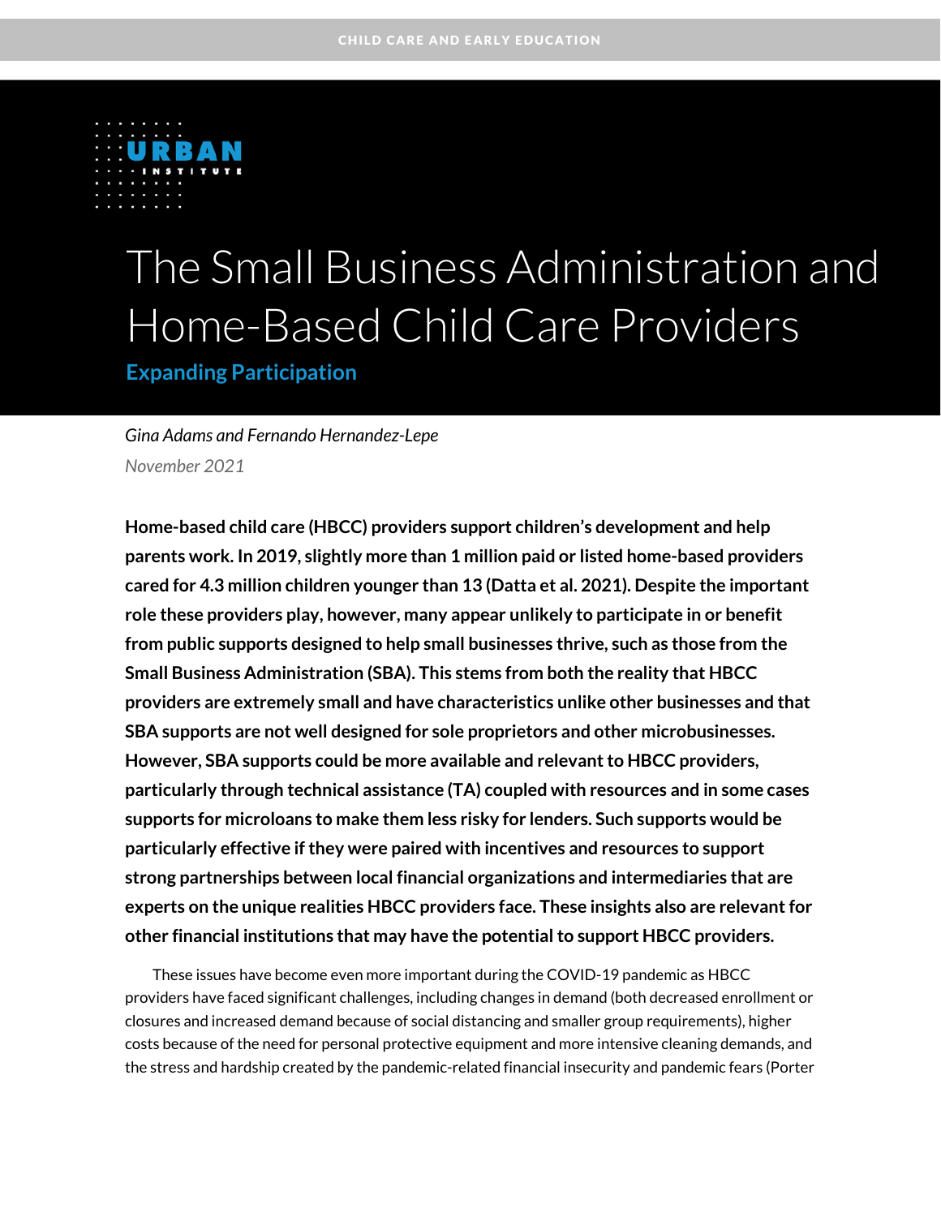CHILD CARE AND EARLY EDUCATION

URBAN INSTITUTE

# The Small Business Administration and Home-Based Child Care Providers

## Expanding Participation

*Gina Adams and Fernando Hernandez-Lepe*

*November 2021*

**Home-based child care (HBCC) providers support children's development and help parents work. In 2019, slightly more than 1 million paid or listed home-based providers cared for 4.3 million children younger than 13 (Datta et al. 2021). Despite the important role these providers play, however, many appear unlikely to participate in or benefit from public supports designed to help small businesses thrive, such as those from the Small Business Administration (SBA). This stems from both the reality that HBCC providers are extremely small and have characteristics unlike other businesses and that SBA supports are not well designed for sole proprietors and other microbusinesses. However, SBA supports could be more available and relevant to HBCC providers, particularly through technical assistance (TA) coupled with resources and in some cases supports for microloans to make them less risky for lenders. Such supports would be particularly effective if they were paired with incentives and resources to support strong partnerships between local financial organizations and intermediaries that are experts on the unique realities HBCC providers face. These insights also are relevant for other financial institutions that may have the potential to support HBCC providers.**

These issues have become even more important during the COVID-19 pandemic as HBCC providers have faced significant challenges, including changes in demand (both decreased enrollment or closures and increased demand because of social distancing and smaller group requirements), higher costs because of the need for personal protective equipment and more intensive cleaning demands, and the stress and hardship created by the pandemic-related financial insecurity and pandemic fears (Porter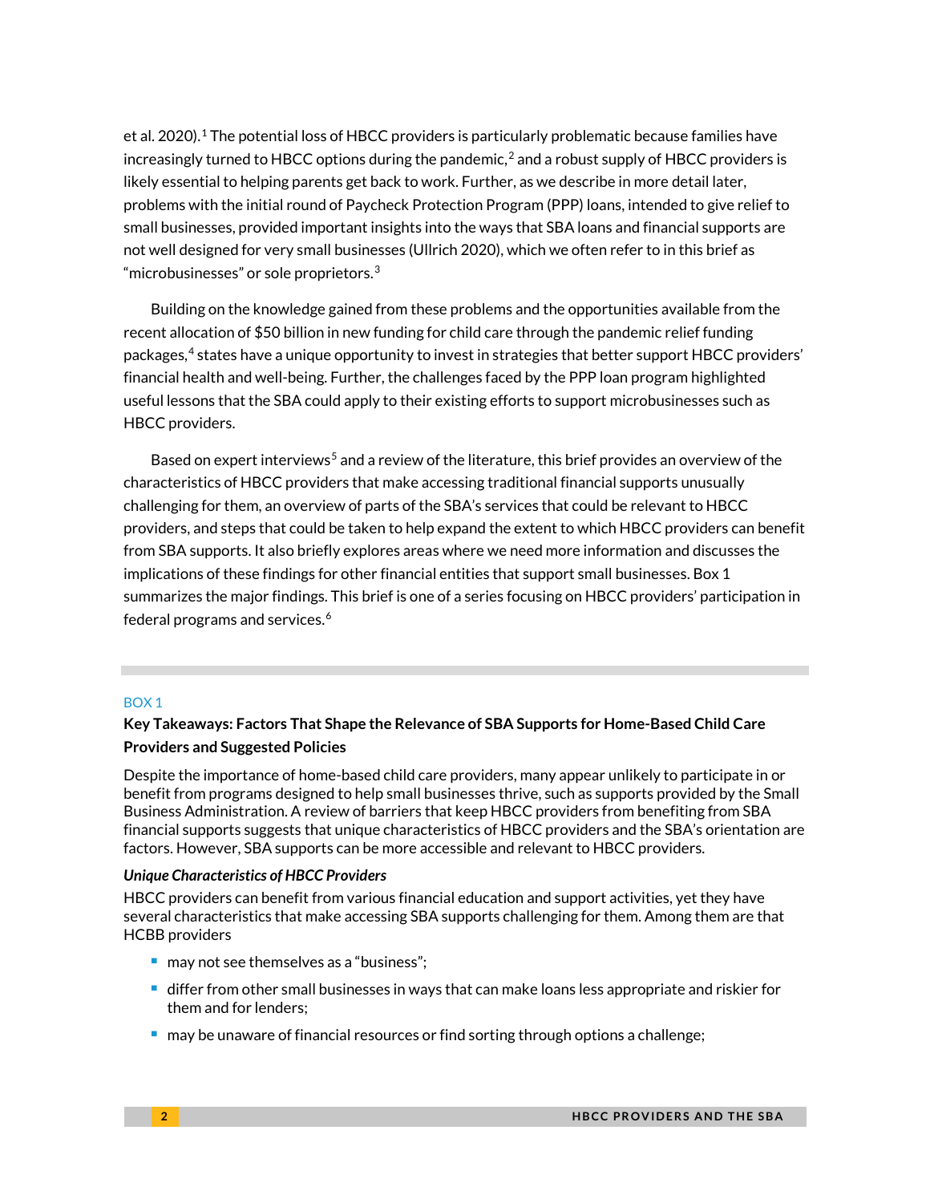et al. 2020).[1] The potential loss of HBCC providers is particularly problematic because families have increasingly turned to HBCC options during the pandemic,[2] and a robust supply of HBCC providers is likely essential to helping parents get back to work. Further, as we describe in more detail later, problems with the initial round of Paycheck Protection Program (PPP) loans, intended to give relief to small businesses, provided important insights into the ways that SBA loans and financial supports are not well designed for very small businesses (Ullrich 2020), which we often refer to in this brief as "microbusinesses" or sole proprietors.[3]

Building on the knowledge gained from these problems and the opportunities available from the recent allocation of $50 billion in new funding for child care through the pandemic relief funding packages,[4] states have a unique opportunity to invest in strategies that better support HBCC providers' financial health and well-being. Further, the challenges faced by the PPP loan program highlighted useful lessons that the SBA could apply to their existing efforts to support microbusinesses such as HBCC providers.

Based on expert interviews[5] and a review of the literature, this brief provides an overview of the characteristics of HBCC providers that make accessing traditional financial supports unusually challenging for them, an overview of parts of the SBA's services that could be relevant to HBCC providers, and steps that could be taken to help expand the extent to which HBCC providers can benefit from SBA supports. It also briefly explores areas where we need more information and discusses the implications of these findings for other financial entities that support small businesses. Box 1 summarizes the major findings. This brief is one of a series focusing on HBCC providers' participation in federal programs and services.[6]

---

BOX 1

**Key Takeaways: Factors That Shape the Relevance of SBA Supports for Home-Based Child Care Providers and Suggested Policies**

Despite the importance of home-based child care providers, many appear unlikely to participate in or benefit from programs designed to help small businesses thrive, such as supports provided by the Small Business Administration. A review of barriers that keep HBCC providers from benefiting from SBA financial supports suggests that unique characteristics of HBCC providers and the SBA's orientation are factors. However, SBA supports can be more accessible and relevant to HBCC providers.

***Unique Characteristics of HBCC Providers***

HBCC providers can benefit from various financial education and support activities, yet they have several characteristics that make accessing SBA supports challenging for them. Among them are that HCBB providers

- may not see themselves as a "business";
- differ from other small businesses in ways that can make loans less appropriate and riskier for them and for lenders;
- may be unaware of financial resources or find sorting through options a challenge;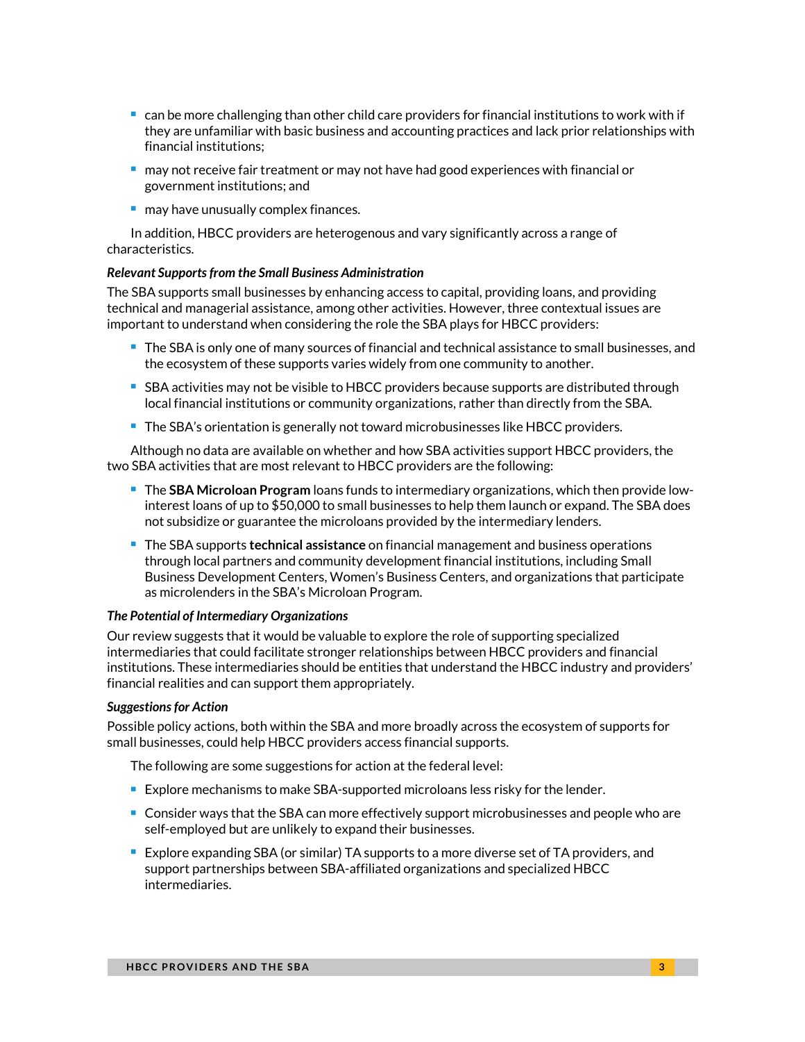- can be more challenging than other child care providers for financial institutions to work with if they are unfamiliar with basic business and accounting practices and lack prior relationships with financial institutions;
- may not receive fair treatment or may not have had good experiences with financial or government institutions; and
- may have unusually complex finances.

In addition, HBCC providers are heterogenous and vary significantly across a range of characteristics.

***Relevant Supports from the Small Business Administration***

The SBA supports small businesses by enhancing access to capital, providing loans, and providing technical and managerial assistance, among other activities. However, three contextual issues are important to understand when considering the role the SBA plays for HBCC providers:

- The SBA is only one of many sources of financial and technical assistance to small businesses, and the ecosystem of these supports varies widely from one community to another.
- SBA activities may not be visible to HBCC providers because supports are distributed through local financial institutions or community organizations, rather than directly from the SBA.
- The SBA's orientation is generally not toward microbusinesses like HBCC providers.

Although no data are available on whether and how SBA activities support HBCC providers, the two SBA activities that are most relevant to HBCC providers are the following:

- The **SBA Microloan Program** loans funds to intermediary organizations, which then provide low-interest loans of up to $50,000 to small businesses to help them launch or expand. The SBA does not subsidize or guarantee the microloans provided by the intermediary lenders.
- The SBA supports **technical assistance** on financial management and business operations through local partners and community development financial institutions, including Small Business Development Centers, Women's Business Centers, and organizations that participate as microlenders in the SBA's Microloan Program.

***The Potential of Intermediary Organizations***

Our review suggests that it would be valuable to explore the role of supporting specialized intermediaries that could facilitate stronger relationships between HBCC providers and financial institutions. These intermediaries should be entities that understand the HBCC industry and providers' financial realities and can support them appropriately.

***Suggestions for Action***

Possible policy actions, both within the SBA and more broadly across the ecosystem of supports for small businesses, could help HBCC providers access financial supports.

The following are some suggestions for action at the federal level:

- Explore mechanisms to make SBA-supported microloans less risky for the lender.
- Consider ways that the SBA can more effectively support microbusinesses and people who are self-employed but are unlikely to expand their businesses.
- Explore expanding SBA (or similar) TA supports to a more diverse set of TA providers, and support partnerships between SBA-affiliated organizations and specialized HBCC intermediaries.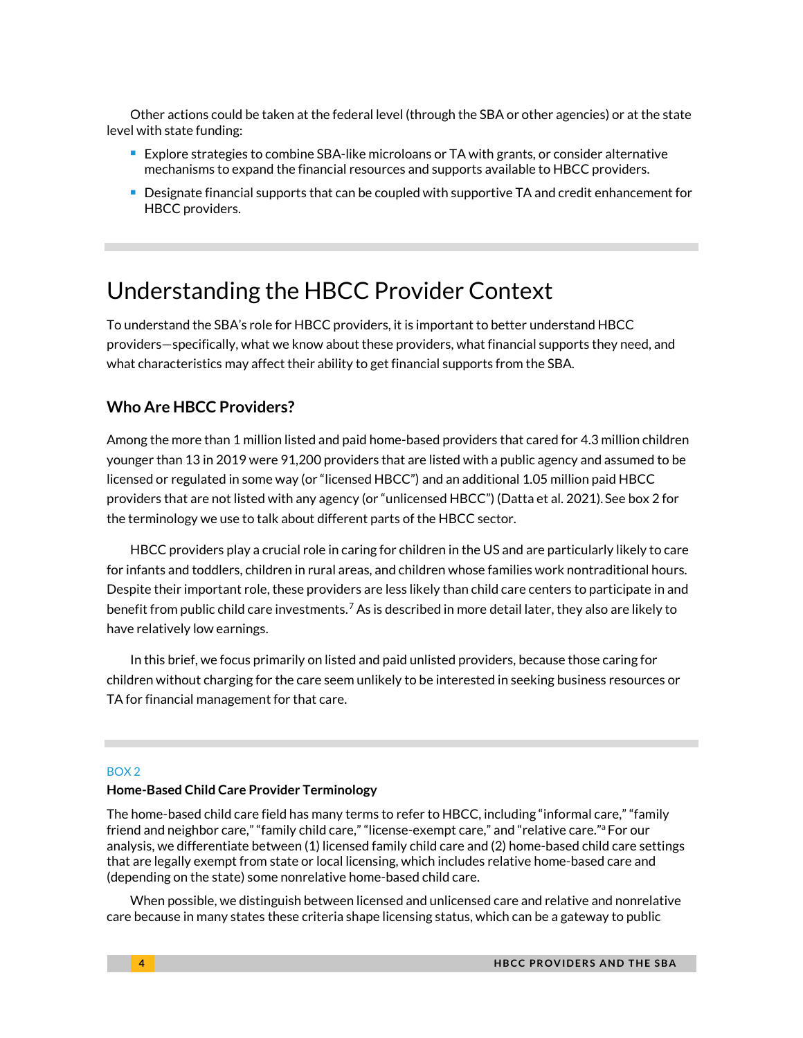Other actions could be taken at the federal level (through the SBA or other agencies) or at the state level with state funding:

- Explore strategies to combine SBA-like microloans or TA with grants, or consider alternative mechanisms to expand the financial resources and supports available to HBCC providers.
- Designate financial supports that can be coupled with supportive TA and credit enhancement for HBCC providers.

# Understanding the HBCC Provider Context

To understand the SBA's role for HBCC providers, it is important to better understand HBCC providers—specifically, what we know about these providers, what financial supports they need, and what characteristics may affect their ability to get financial supports from the SBA.

## Who Are HBCC Providers?

Among the more than 1 million listed and paid home-based providers that cared for 4.3 million children younger than 13 in 2019 were 91,200 providers that are listed with a public agency and assumed to be licensed or regulated in some way (or "licensed HBCC") and an additional 1.05 million paid HBCC providers that are not listed with any agency (or "unlicensed HBCC") (Datta et al. 2021). See box 2 for the terminology we use to talk about different parts of the HBCC sector.

HBCC providers play a crucial role in caring for children in the US and are particularly likely to care for infants and toddlers, children in rural areas, and children whose families work nontraditional hours. Despite their important role, these providers are less likely than child care centers to participate in and benefit from public child care investments.[7] As is described in more detail later, they also are likely to have relatively low earnings.

In this brief, we focus primarily on listed and paid unlisted providers, because those caring for children without charging for the care seem unlikely to be interested in seeking business resources or TA for financial management for that care.

BOX 2

**Home-Based Child Care Provider Terminology**

The home-based child care field has many terms to refer to HBCC, including "informal care," "family friend and neighbor care," "family child care," "license-exempt care," and "relative care."[a] For our analysis, we differentiate between (1) licensed family child care and (2) home-based child care settings that are legally exempt from state or local licensing, which includes relative home-based care and (depending on the state) some nonrelative home-based child care.

When possible, we distinguish between licensed and unlicensed care and relative and nonrelative care because in many states these criteria shape licensing status, which can be a gateway to public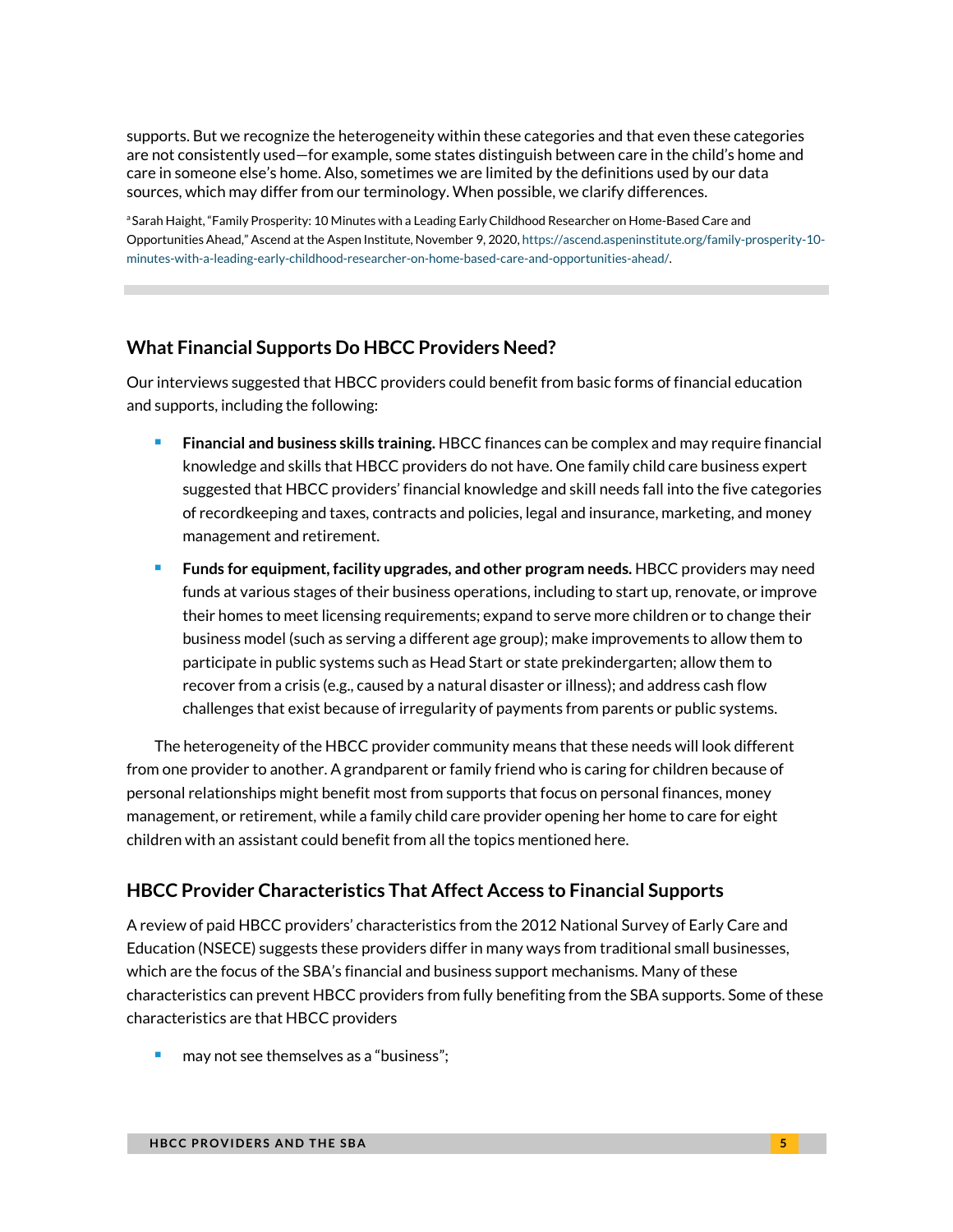supports. But we recognize the heterogeneity within these categories and that even these categories are not consistently used—for example, some states distinguish between care in the child's home and care in someone else's home. Also, sometimes we are limited by the definitions used by our data sources, which may differ from our terminology. When possible, we clarify differences.

[a] Sarah Haight, "Family Prosperity: 10 Minutes with a Leading Early Childhood Researcher on Home-Based Care and Opportunities Ahead," Ascend at the Aspen Institute, November 9, 2020, https://ascend.aspeninstitute.org/family-prosperity-10-minutes-with-a-leading-early-childhood-researcher-on-home-based-care-and-opportunities-ahead/.

## What Financial Supports Do HBCC Providers Need?

Our interviews suggested that HBCC providers could benefit from basic forms of financial education and supports, including the following:

- **Financial and business skills training.** HBCC finances can be complex and may require financial knowledge and skills that HBCC providers do not have. One family child care business expert suggested that HBCC providers' financial knowledge and skill needs fall into the five categories of recordkeeping and taxes, contracts and policies, legal and insurance, marketing, and money management and retirement.
- **Funds for equipment, facility upgrades, and other program needs.** HBCC providers may need funds at various stages of their business operations, including to start up, renovate, or improve their homes to meet licensing requirements; expand to serve more children or to change their business model (such as serving a different age group); make improvements to allow them to participate in public systems such as Head Start or state prekindergarten; allow them to recover from a crisis (e.g., caused by a natural disaster or illness); and address cash flow challenges that exist because of irregularity of payments from parents or public systems.

The heterogeneity of the HBCC provider community means that these needs will look different from one provider to another. A grandparent or family friend who is caring for children because of personal relationships might benefit most from supports that focus on personal finances, money management, or retirement, while a family child care provider opening her home to care for eight children with an assistant could benefit from all the topics mentioned here.

## HBCC Provider Characteristics That Affect Access to Financial Supports

A review of paid HBCC providers' characteristics from the 2012 National Survey of Early Care and Education (NSECE) suggests these providers differ in many ways from traditional small businesses, which are the focus of the SBA's financial and business support mechanisms. Many of these characteristics can prevent HBCC providers from fully benefiting from the SBA supports. Some of these characteristics are that HBCC providers

- may not see themselves as a "business";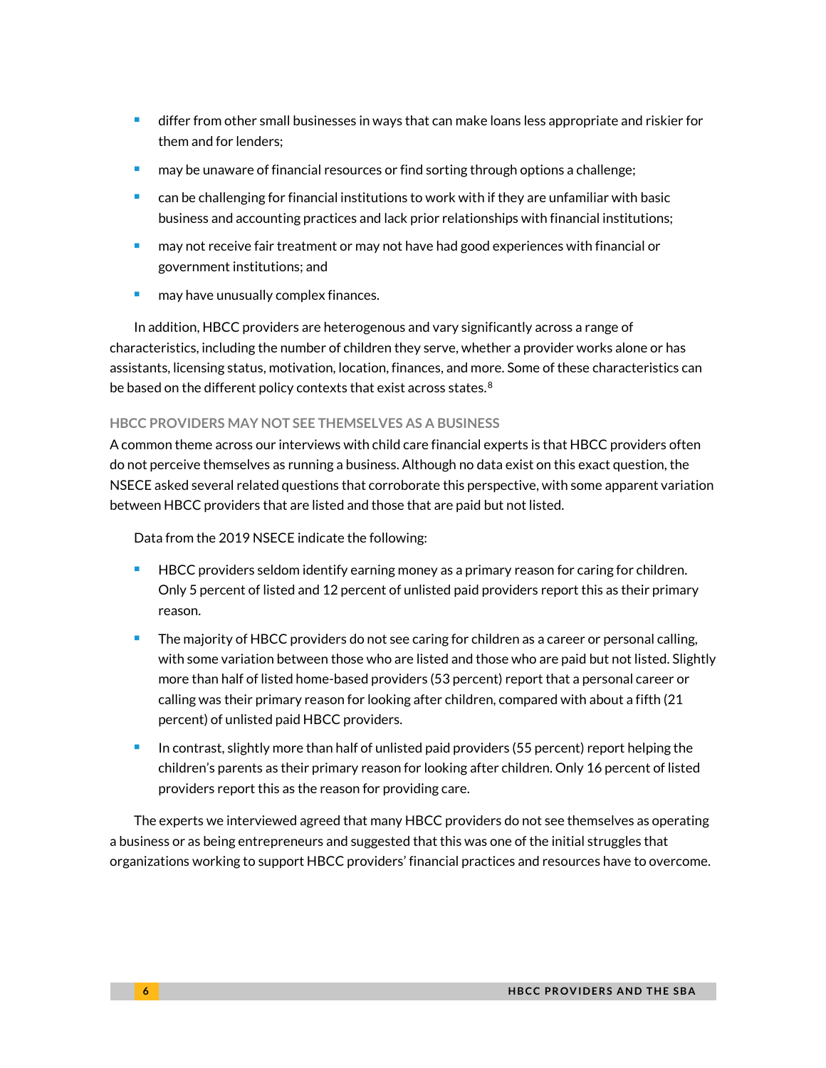- differ from other small businesses in ways that can make loans less appropriate and riskier for them and for lenders;
- may be unaware of financial resources or find sorting through options a challenge;
- can be challenging for financial institutions to work with if they are unfamiliar with basic business and accounting practices and lack prior relationships with financial institutions;
- may not receive fair treatment or may not have had good experiences with financial or government institutions; and
- may have unusually complex finances.

In addition, HBCC providers are heterogenous and vary significantly across a range of characteristics, including the number of children they serve, whether a provider works alone or has assistants, licensing status, motivation, location, finances, and more. Some of these characteristics can be based on the different policy contexts that exist across states.[8]

#### HBCC PROVIDERS MAY NOT SEE THEMSELVES AS A BUSINESS

A common theme across our interviews with child care financial experts is that HBCC providers often do not perceive themselves as running a business. Although no data exist on this exact question, the NSECE asked several related questions that corroborate this perspective, with some apparent variation between HBCC providers that are listed and those that are paid but not listed.

Data from the 2019 NSECE indicate the following:

- HBCC providers seldom identify earning money as a primary reason for caring for children. Only 5 percent of listed and 12 percent of unlisted paid providers report this as their primary reason.
- The majority of HBCC providers do not see caring for children as a career or personal calling, with some variation between those who are listed and those who are paid but not listed. Slightly more than half of listed home-based providers (53 percent) report that a personal career or calling was their primary reason for looking after children, compared with about a fifth (21 percent) of unlisted paid HBCC providers.
- In contrast, slightly more than half of unlisted paid providers (55 percent) report helping the children's parents as their primary reason for looking after children. Only 16 percent of listed providers report this as the reason for providing care.

The experts we interviewed agreed that many HBCC providers do not see themselves as operating a business or as being entrepreneurs and suggested that this was one of the initial struggles that organizations working to support HBCC providers' financial practices and resources have to overcome.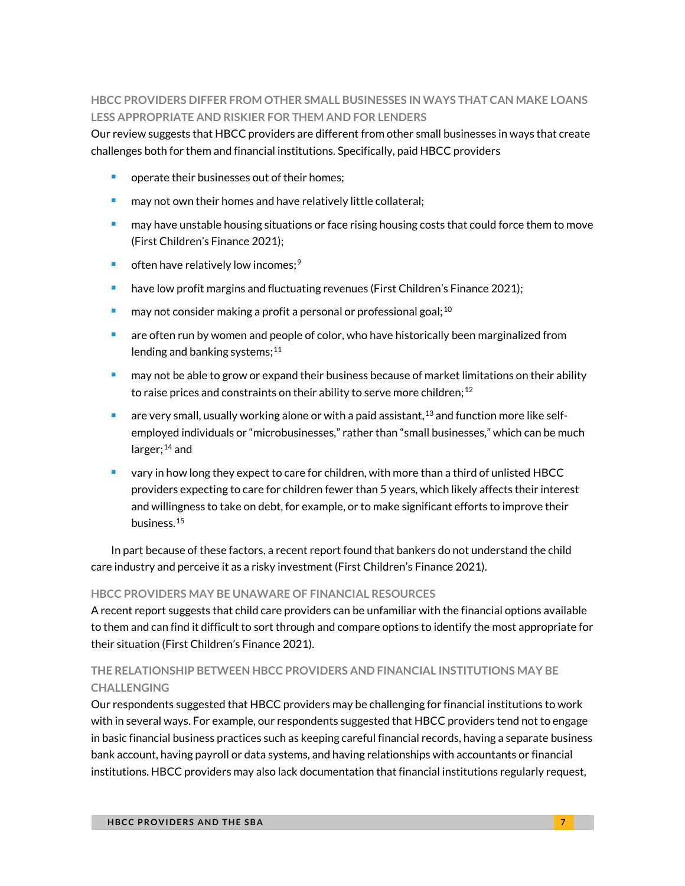### HBCC PROVIDERS DIFFER FROM OTHER SMALL BUSINESSES IN WAYS THAT CAN MAKE LOANS LESS APPROPRIATE AND RISKIER FOR THEM AND FOR LENDERS

Our review suggests that HBCC providers are different from other small businesses in ways that create challenges both for them and financial institutions. Specifically, paid HBCC providers

- operate their businesses out of their homes;
- may not own their homes and have relatively little collateral;
- may have unstable housing situations or face rising housing costs that could force them to move (First Children's Finance 2021);
- often have relatively low incomes;[9]
- have low profit margins and fluctuating revenues (First Children's Finance 2021);
- may not consider making a profit a personal or professional goal;[10]
- are often run by women and people of color, who have historically been marginalized from lending and banking systems;[11]
- may not be able to grow or expand their business because of market limitations on their ability to raise prices and constraints on their ability to serve more children;[12]
- are very small, usually working alone or with a paid assistant,[13] and function more like self-employed individuals or "microbusinesses," rather than "small businesses," which can be much larger;[14] and
- vary in how long they expect to care for children, with more than a third of unlisted HBCC providers expecting to care for children fewer than 5 years, which likely affects their interest and willingness to take on debt, for example, or to make significant efforts to improve their business.[15]

In part because of these factors, a recent report found that bankers do not understand the child care industry and perceive it as a risky investment (First Children's Finance 2021).

### HBCC PROVIDERS MAY BE UNAWARE OF FINANCIAL RESOURCES

A recent report suggests that child care providers can be unfamiliar with the financial options available to them and can find it difficult to sort through and compare options to identify the most appropriate for their situation (First Children's Finance 2021).

### THE RELATIONSHIP BETWEEN HBCC PROVIDERS AND FINANCIAL INSTITUTIONS MAY BE CHALLENGING

Our respondents suggested that HBCC providers may be challenging for financial institutions to work with in several ways. For example, our respondents suggested that HBCC providers tend not to engage in basic financial business practices such as keeping careful financial records, having a separate business bank account, having payroll or data systems, and having relationships with accountants or financial institutions. HBCC providers may also lack documentation that financial institutions regularly request,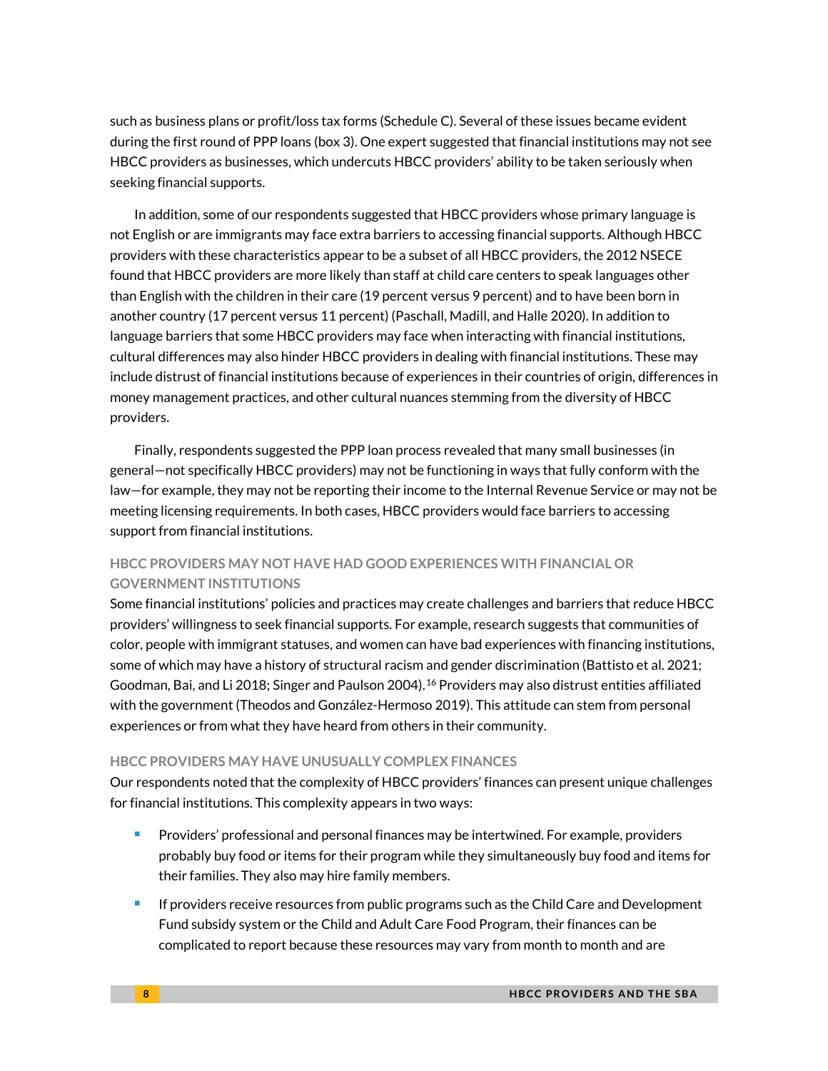such as business plans or profit/loss tax forms (Schedule C). Several of these issues became evident during the first round of PPP loans (box 3). One expert suggested that financial institutions may not see HBCC providers as businesses, which undercuts HBCC providers' ability to be taken seriously when seeking financial supports.

In addition, some of our respondents suggested that HBCC providers whose primary language is not English or are immigrants may face extra barriers to accessing financial supports. Although HBCC providers with these characteristics appear to be a subset of all HBCC providers, the 2012 NSECE found that HBCC providers are more likely than staff at child care centers to speak languages other than English with the children in their care (19 percent versus 9 percent) and to have been born in another country (17 percent versus 11 percent) (Paschall, Madill, and Halle 2020). In addition to language barriers that some HBCC providers may face when interacting with financial institutions, cultural differences may also hinder HBCC providers in dealing with financial institutions. These may include distrust of financial institutions because of experiences in their countries of origin, differences in money management practices, and other cultural nuances stemming from the diversity of HBCC providers.

Finally, respondents suggested the PPP loan process revealed that many small businesses (in general—not specifically HBCC providers) may not be functioning in ways that fully conform with the law—for example, they may not be reporting their income to the Internal Revenue Service or may not be meeting licensing requirements. In both cases, HBCC providers would face barriers to accessing support from financial institutions.

#### HBCC PROVIDERS MAY NOT HAVE HAD GOOD EXPERIENCES WITH FINANCIAL OR GOVERNMENT INSTITUTIONS

Some financial institutions' policies and practices may create challenges and barriers that reduce HBCC providers' willingness to seek financial supports. For example, research suggests that communities of color, people with immigrant statuses, and women can have bad experiences with financing institutions, some of which may have a history of structural racism and gender discrimination (Battisto et al. 2021; Goodman, Bai, and Li 2018; Singer and Paulson 2004).[16] Providers may also distrust entities affiliated with the government (Theodos and González-Hermoso 2019). This attitude can stem from personal experiences or from what they have heard from others in their community.

#### HBCC PROVIDERS MAY HAVE UNUSUALLY COMPLEX FINANCES

Our respondents noted that the complexity of HBCC providers' finances can present unique challenges for financial institutions. This complexity appears in two ways:

- Providers' professional and personal finances may be intertwined. For example, providers probably buy food or items for their program while they simultaneously buy food and items for their families. They also may hire family members.
- If providers receive resources from public programs such as the Child Care and Development Fund subsidy system or the Child and Adult Care Food Program, their finances can be complicated to report because these resources may vary from month to month and are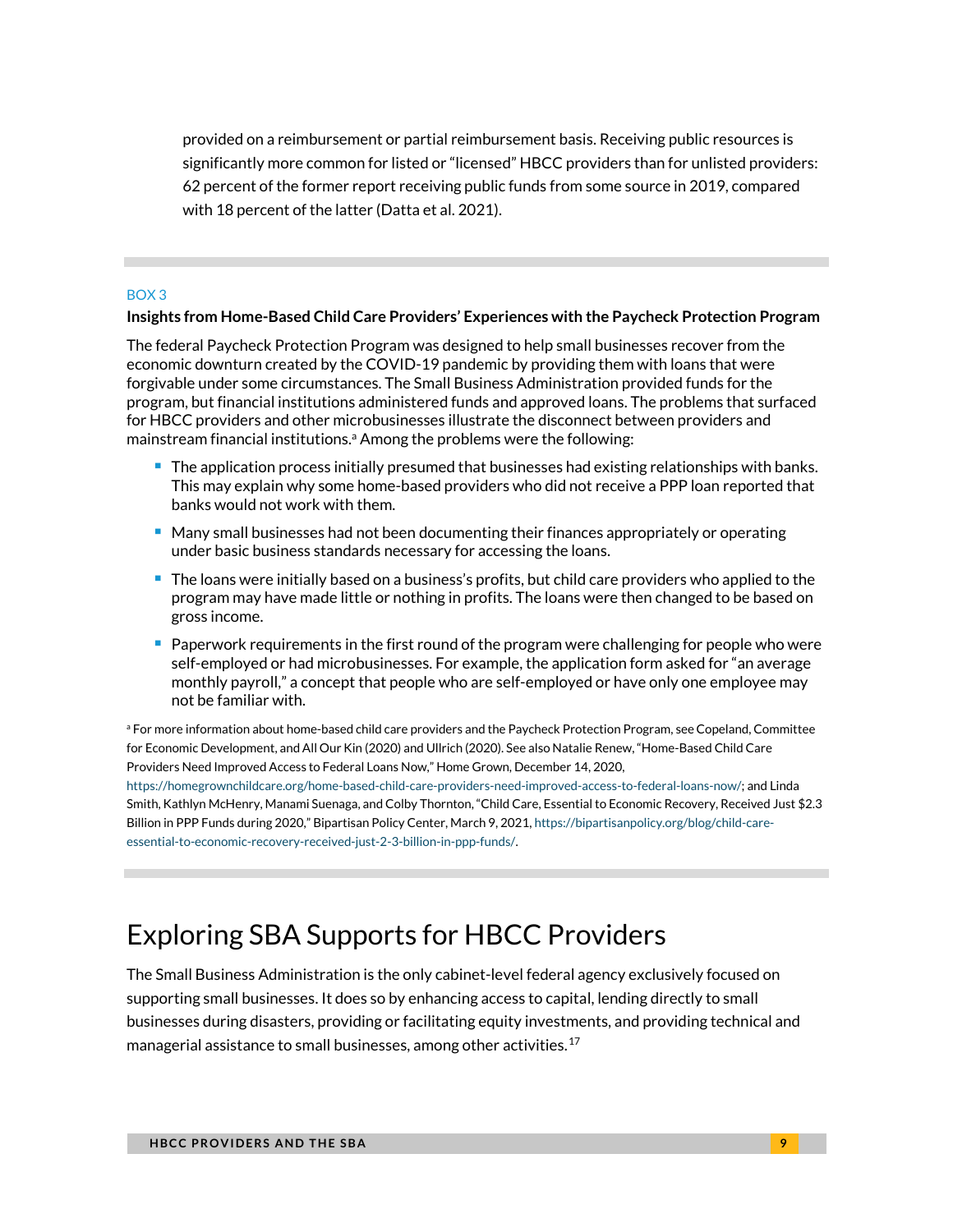provided on a reimbursement or partial reimbursement basis. Receiving public resources is significantly more common for listed or "licensed" HBCC providers than for unlisted providers: 62 percent of the former report receiving public funds from some source in 2019, compared with 18 percent of the latter (Datta et al. 2021).

BOX 3

**Insights from Home-Based Child Care Providers' Experiences with the Paycheck Protection Program**

The federal Paycheck Protection Program was designed to help small businesses recover from the economic downturn created by the COVID-19 pandemic by providing them with loans that were forgivable under some circumstances. The Small Business Administration provided funds for the program, but financial institutions administered funds and approved loans. The problems that surfaced for HBCC providers and other microbusinesses illustrate the disconnect between providers and mainstream financial institutions.[a] Among the problems were the following:

- The application process initially presumed that businesses had existing relationships with banks. This may explain why some home-based providers who did not receive a PPP loan reported that banks would not work with them.
- Many small businesses had not been documenting their finances appropriately or operating under basic business standards necessary for accessing the loans.
- The loans were initially based on a business's profits, but child care providers who applied to the program may have made little or nothing in profits. The loans were then changed to be based on gross income.
- Paperwork requirements in the first round of the program were challenging for people who were self-employed or had microbusinesses. For example, the application form asked for "an average monthly payroll," a concept that people who are self-employed or have only one employee may not be familiar with.

[a] For more information about home-based child care providers and the Paycheck Protection Program, see Copeland, Committee for Economic Development, and All Our Kin (2020) and Ullrich (2020). See also Natalie Renew, "Home-Based Child Care Providers Need Improved Access to Federal Loans Now," Home Grown, December 14, 2020, https://homegrownchildcare.org/home-based-child-care-providers-need-improved-access-to-federal-loans-now/; and Linda Smith, Kathlyn McHenry, Manami Suenaga, and Colby Thornton, "Child Care, Essential to Economic Recovery, Received Just $2.3 Billion in PPP Funds during 2020," Bipartisan Policy Center, March 9, 2021, https://bipartisanpolicy.org/blog/child-care-essential-to-economic-recovery-received-just-2-3-billion-in-ppp-funds/.

# Exploring SBA Supports for HBCC Providers

The Small Business Administration is the only cabinet-level federal agency exclusively focused on supporting small businesses. It does so by enhancing access to capital, lending directly to small businesses during disasters, providing or facilitating equity investments, and providing technical and managerial assistance to small businesses, among other activities.[17]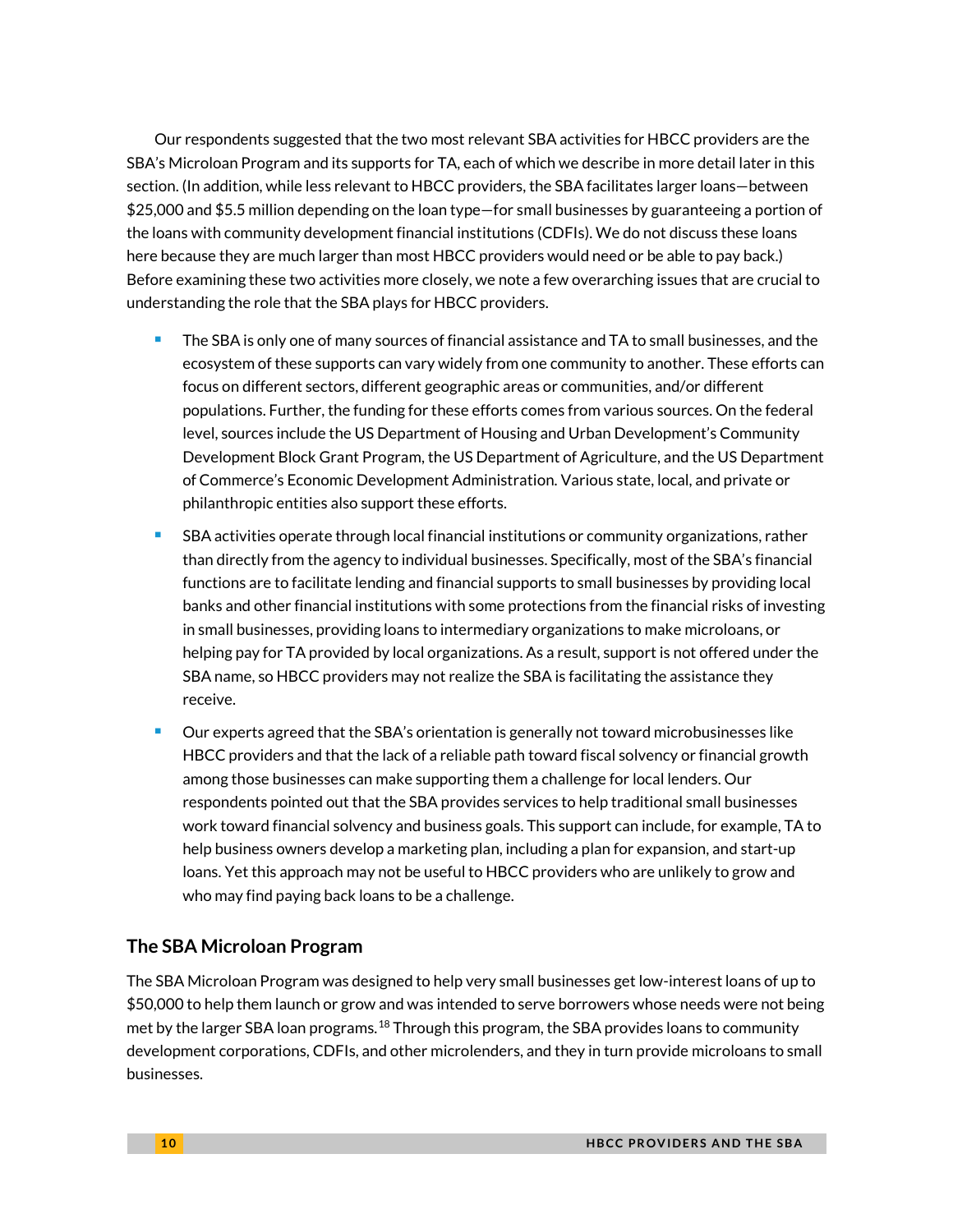Our respondents suggested that the two most relevant SBA activities for HBCC providers are the SBA's Microloan Program and its supports for TA, each of which we describe in more detail later in this section. (In addition, while less relevant to HBCC providers, the SBA facilitates larger loans—between $25,000 and $5.5 million depending on the loan type—for small businesses by guaranteeing a portion of the loans with community development financial institutions (CDFIs). We do not discuss these loans here because they are much larger than most HBCC providers would need or be able to pay back.) Before examining these two activities more closely, we note a few overarching issues that are crucial to understanding the role that the SBA plays for HBCC providers.

- The SBA is only one of many sources of financial assistance and TA to small businesses, and the ecosystem of these supports can vary widely from one community to another. These efforts can focus on different sectors, different geographic areas or communities, and/or different populations. Further, the funding for these efforts comes from various sources. On the federal level, sources include the US Department of Housing and Urban Development's Community Development Block Grant Program, the US Department of Agriculture, and the US Department of Commerce's Economic Development Administration. Various state, local, and private or philanthropic entities also support these efforts.
- SBA activities operate through local financial institutions or community organizations, rather than directly from the agency to individual businesses. Specifically, most of the SBA's financial functions are to facilitate lending and financial supports to small businesses by providing local banks and other financial institutions with some protections from the financial risks of investing in small businesses, providing loans to intermediary organizations to make microloans, or helping pay for TA provided by local organizations. As a result, support is not offered under the SBA name, so HBCC providers may not realize the SBA is facilitating the assistance they receive.
- Our experts agreed that the SBA's orientation is generally not toward microbusinesses like HBCC providers and that the lack of a reliable path toward fiscal solvency or financial growth among those businesses can make supporting them a challenge for local lenders. Our respondents pointed out that the SBA provides services to help traditional small businesses work toward financial solvency and business goals. This support can include, for example, TA to help business owners develop a marketing plan, including a plan for expansion, and start-up loans. Yet this approach may not be useful to HBCC providers who are unlikely to grow and who may find paying back loans to be a challenge.

## The SBA Microloan Program

The SBA Microloan Program was designed to help very small businesses get low-interest loans of up to $50,000 to help them launch or grow and was intended to serve borrowers whose needs were not being met by the larger SBA loan programs.[18] Through this program, the SBA provides loans to community development corporations, CDFIs, and other microlenders, and they in turn provide microloans to small businesses.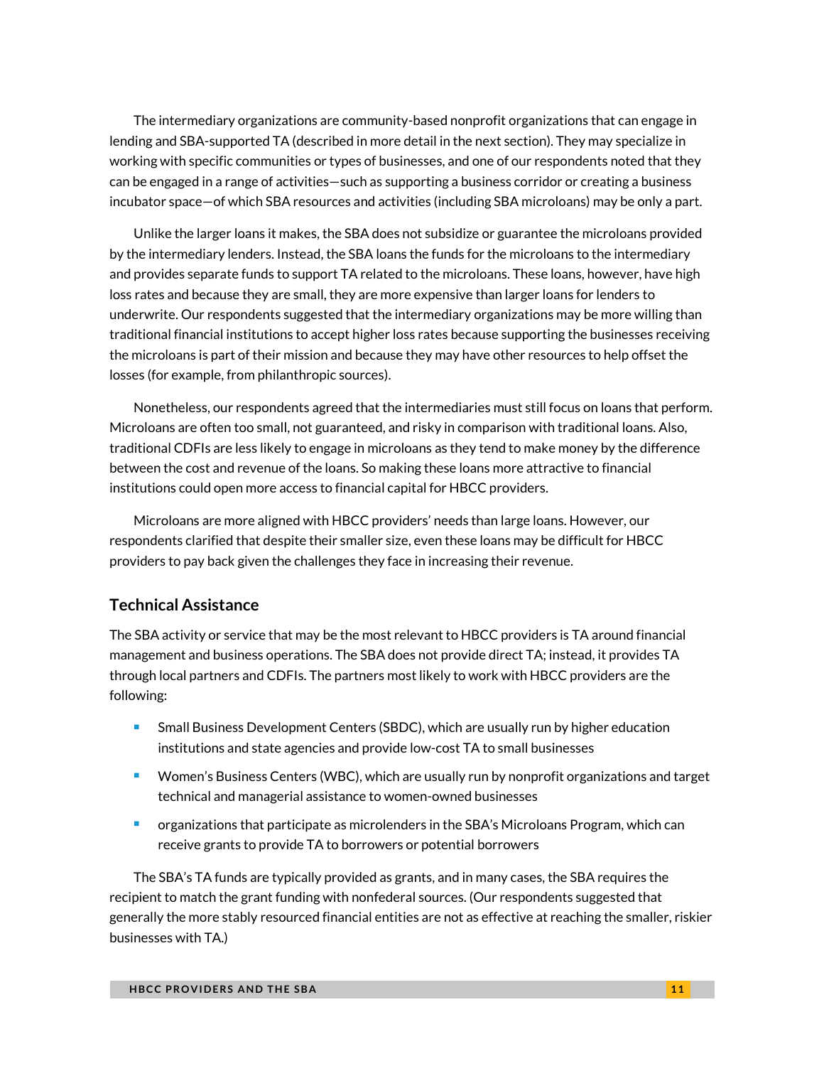The intermediary organizations are community-based nonprofit organizations that can engage in lending and SBA-supported TA (described in more detail in the next section). They may specialize in working with specific communities or types of businesses, and one of our respondents noted that they can be engaged in a range of activities—such as supporting a business corridor or creating a business incubator space—of which SBA resources and activities (including SBA microloans) may be only a part.

Unlike the larger loans it makes, the SBA does not subsidize or guarantee the microloans provided by the intermediary lenders. Instead, the SBA loans the funds for the microloans to the intermediary and provides separate funds to support TA related to the microloans. These loans, however, have high loss rates and because they are small, they are more expensive than larger loans for lenders to underwrite. Our respondents suggested that the intermediary organizations may be more willing than traditional financial institutions to accept higher loss rates because supporting the businesses receiving the microloans is part of their mission and because they may have other resources to help offset the losses (for example, from philanthropic sources).

Nonetheless, our respondents agreed that the intermediaries must still focus on loans that perform. Microloans are often too small, not guaranteed, and risky in comparison with traditional loans. Also, traditional CDFIs are less likely to engage in microloans as they tend to make money by the difference between the cost and revenue of the loans. So making these loans more attractive to financial institutions could open more access to financial capital for HBCC providers.

Microloans are more aligned with HBCC providers' needs than large loans. However, our respondents clarified that despite their smaller size, even these loans may be difficult for HBCC providers to pay back given the challenges they face in increasing their revenue.

## Technical Assistance

The SBA activity or service that may be the most relevant to HBCC providers is TA around financial management and business operations. The SBA does not provide direct TA; instead, it provides TA through local partners and CDFIs. The partners most likely to work with HBCC providers are the following:

- Small Business Development Centers (SBDC), which are usually run by higher education institutions and state agencies and provide low-cost TA to small businesses
- Women's Business Centers (WBC), which are usually run by nonprofit organizations and target technical and managerial assistance to women-owned businesses
- organizations that participate as microlenders in the SBA's Microloans Program, which can receive grants to provide TA to borrowers or potential borrowers

The SBA's TA funds are typically provided as grants, and in many cases, the SBA requires the recipient to match the grant funding with nonfederal sources. (Our respondents suggested that generally the more stably resourced financial entities are not as effective at reaching the smaller, riskier businesses with TA.)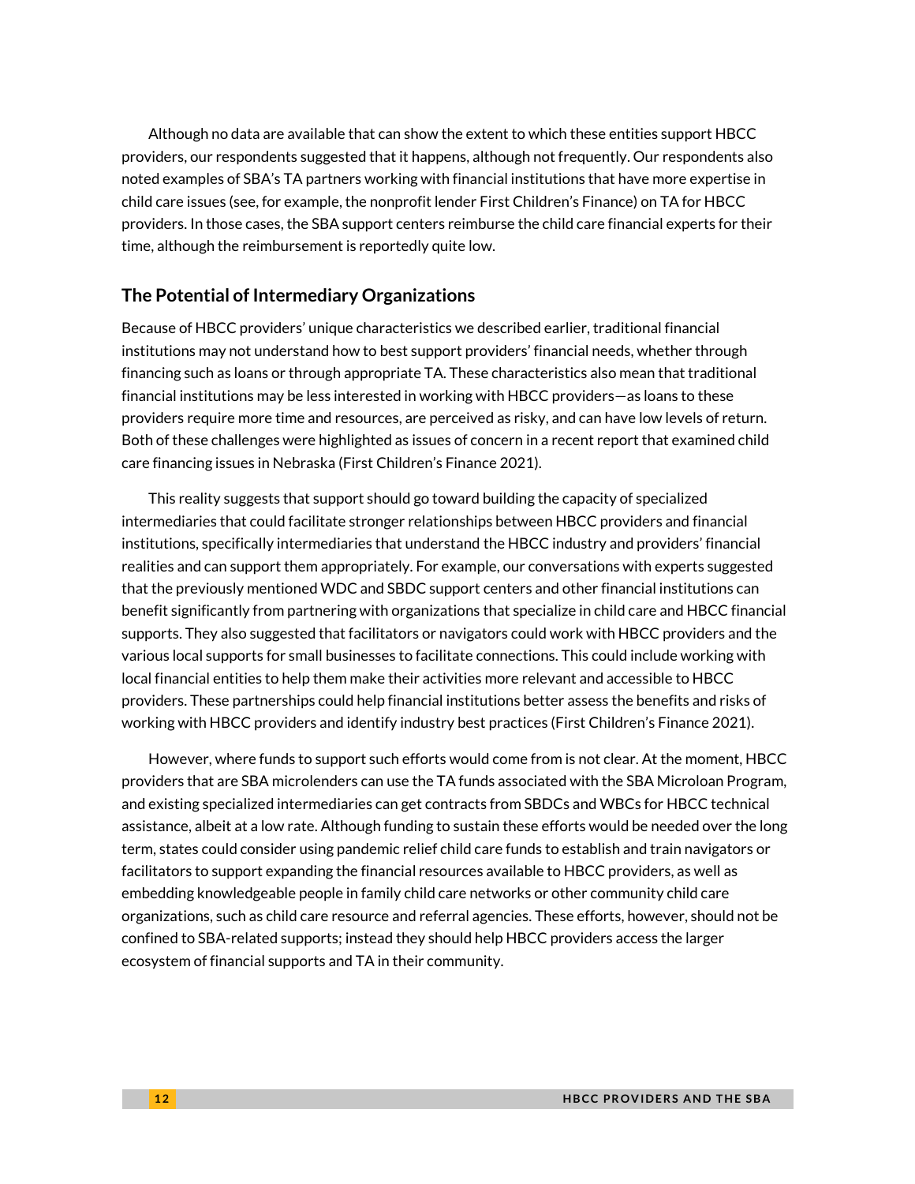Although no data are available that can show the extent to which these entities support HBCC providers, our respondents suggested that it happens, although not frequently. Our respondents also noted examples of SBA's TA partners working with financial institutions that have more expertise in child care issues (see, for example, the nonprofit lender First Children's Finance) on TA for HBCC providers. In those cases, the SBA support centers reimburse the child care financial experts for their time, although the reimbursement is reportedly quite low.

## The Potential of Intermediary Organizations

Because of HBCC providers' unique characteristics we described earlier, traditional financial institutions may not understand how to best support providers' financial needs, whether through financing such as loans or through appropriate TA. These characteristics also mean that traditional financial institutions may be less interested in working with HBCC providers—as loans to these providers require more time and resources, are perceived as risky, and can have low levels of return. Both of these challenges were highlighted as issues of concern in a recent report that examined child care financing issues in Nebraska (First Children's Finance 2021).

This reality suggests that support should go toward building the capacity of specialized intermediaries that could facilitate stronger relationships between HBCC providers and financial institutions, specifically intermediaries that understand the HBCC industry and providers' financial realities and can support them appropriately. For example, our conversations with experts suggested that the previously mentioned WDC and SBDC support centers and other financial institutions can benefit significantly from partnering with organizations that specialize in child care and HBCC financial supports. They also suggested that facilitators or navigators could work with HBCC providers and the various local supports for small businesses to facilitate connections. This could include working with local financial entities to help them make their activities more relevant and accessible to HBCC providers. These partnerships could help financial institutions better assess the benefits and risks of working with HBCC providers and identify industry best practices (First Children's Finance 2021).

However, where funds to support such efforts would come from is not clear. At the moment, HBCC providers that are SBA microlenders can use the TA funds associated with the SBA Microloan Program, and existing specialized intermediaries can get contracts from SBDCs and WBCs for HBCC technical assistance, albeit at a low rate. Although funding to sustain these efforts would be needed over the long term, states could consider using pandemic relief child care funds to establish and train navigators or facilitators to support expanding the financial resources available to HBCC providers, as well as embedding knowledgeable people in family child care networks or other community child care organizations, such as child care resource and referral agencies. These efforts, however, should not be confined to SBA-related supports; instead they should help HBCC providers access the larger ecosystem of financial supports and TA in their community.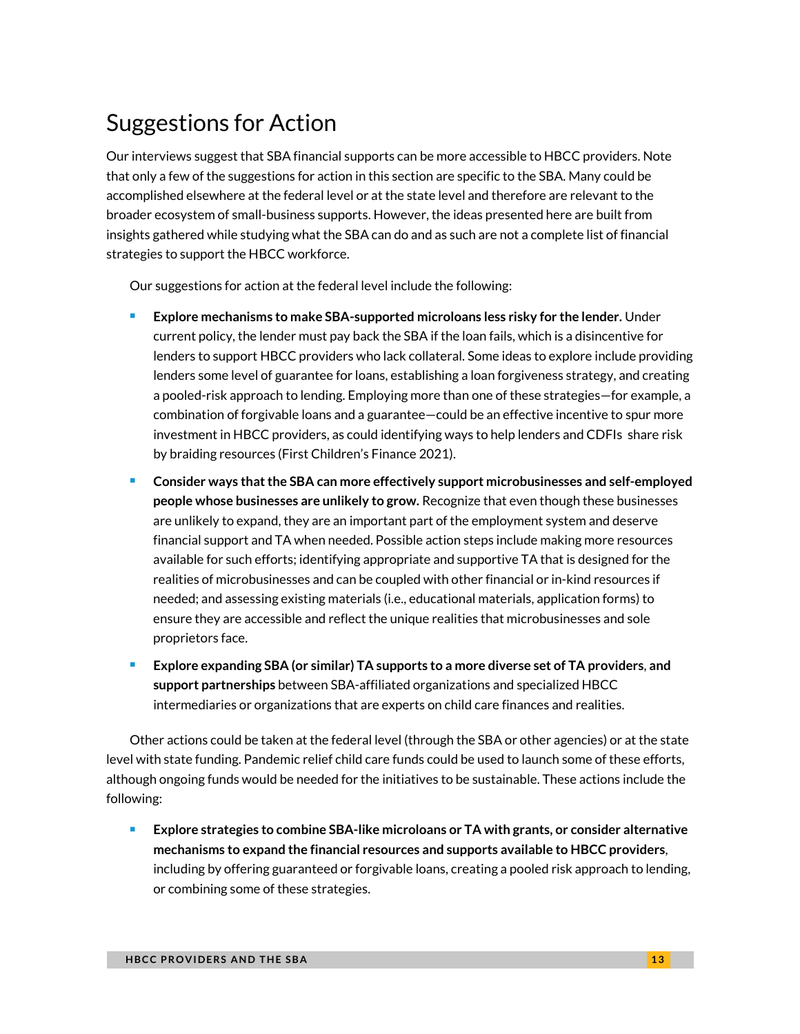## Suggestions for Action

Our interviews suggest that SBA financial supports can be more accessible to HBCC providers. Note that only a few of the suggestions for action in this section are specific to the SBA. Many could be accomplished elsewhere at the federal level or at the state level and therefore are relevant to the broader ecosystem of small-business supports. However, the ideas presented here are built from insights gathered while studying what the SBA can do and as such are not a complete list of financial strategies to support the HBCC workforce.

Our suggestions for action at the federal level include the following:

- **Explore mechanisms to make SBA-supported microloans less risky for the lender.** Under current policy, the lender must pay back the SBA if the loan fails, which is a disincentive for lenders to support HBCC providers who lack collateral. Some ideas to explore include providing lenders some level of guarantee for loans, establishing a loan forgiveness strategy, and creating a pooled-risk approach to lending. Employing more than one of these strategies—for example, a combination of forgivable loans and a guarantee—could be an effective incentive to spur more investment in HBCC providers, as could identifying ways to help lenders and CDFIs share risk by braiding resources (First Children's Finance 2021).
- **Consider ways that the SBA can more effectively support microbusinesses and self-employed people whose businesses are unlikely to grow.** Recognize that even though these businesses are unlikely to expand, they are an important part of the employment system and deserve financial support and TA when needed. Possible action steps include making more resources available for such efforts; identifying appropriate and supportive TA that is designed for the realities of microbusinesses and can be coupled with other financial or in-kind resources if needed; and assessing existing materials (i.e., educational materials, application forms) to ensure they are accessible and reflect the unique realities that microbusinesses and sole proprietors face.
- **Explore expanding SBA (or similar) TA supports to a more diverse set of TA providers**, **and support partnerships** between SBA-affiliated organizations and specialized HBCC intermediaries or organizations that are experts on child care finances and realities.

Other actions could be taken at the federal level (through the SBA or other agencies) or at the state level with state funding. Pandemic relief child care funds could be used to launch some of these efforts, although ongoing funds would be needed for the initiatives to be sustainable. These actions include the following:

- **Explore strategies to combine SBA-like microloans or TA with grants, or consider alternative mechanisms to expand the financial resources and supports available to HBCC providers**, including by offering guaranteed or forgivable loans, creating a pooled risk approach to lending, or combining some of these strategies.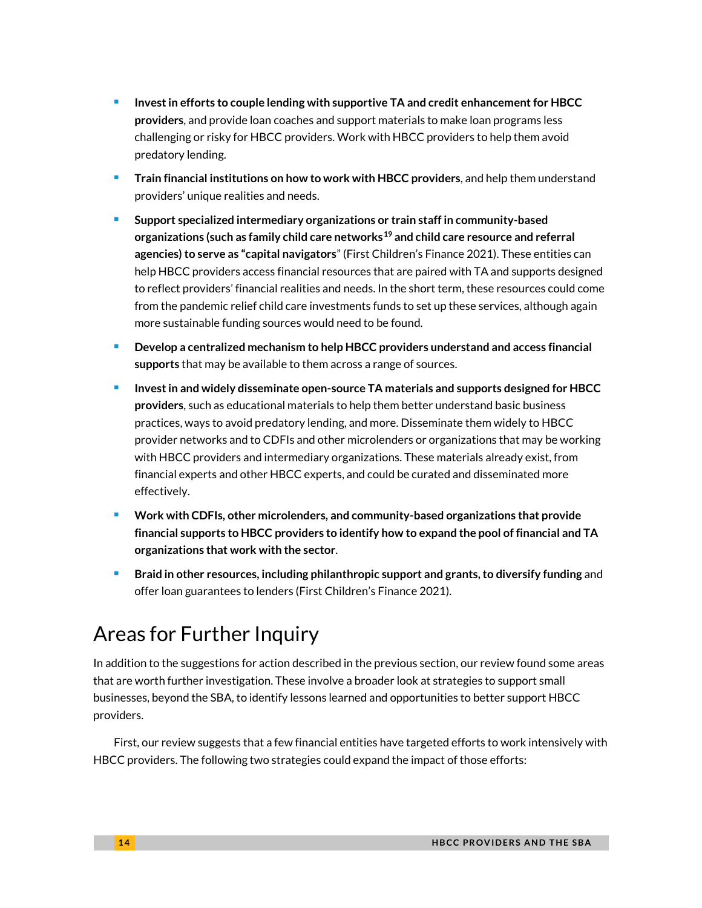- **Invest in efforts to couple lending with supportive TA and credit enhancement for HBCC providers**, and provide loan coaches and support materials to make loan programs less challenging or risky for HBCC providers. Work with HBCC providers to help them avoid predatory lending.
- **Train financial institutions on how to work with HBCC providers**, and help them understand providers' unique realities and needs.
- **Support specialized intermediary organizations or train staff in community-based organizations (such as family child care networks[19] and child care resource and referral agencies) to serve as "capital navigators"** (First Children's Finance 2021). These entities can help HBCC providers access financial resources that are paired with TA and supports designed to reflect providers' financial realities and needs. In the short term, these resources could come from the pandemic relief child care investments funds to set up these services, although again more sustainable funding sources would need to be found.
- **Develop a centralized mechanism to help HBCC providers understand and access financial supports** that may be available to them across a range of sources.
- **Invest in and widely disseminate open-source TA materials and supports designed for HBCC providers**, such as educational materials to help them better understand basic business practices, ways to avoid predatory lending, and more. Disseminate them widely to HBCC provider networks and to CDFIs and other microlenders or organizations that may be working with HBCC providers and intermediary organizations. These materials already exist, from financial experts and other HBCC experts, and could be curated and disseminated more effectively.
- **Work with CDFIs, other microlenders, and community-based organizations that provide financial supports to HBCC providers to identify how to expand the pool of financial and TA organizations that work with the sector**.
- **Braid in other resources, including philanthropic support and grants, to diversify funding** and offer loan guarantees to lenders (First Children's Finance 2021).

## Areas for Further Inquiry

In addition to the suggestions for action described in the previous section, our review found some areas that are worth further investigation. These involve a broader look at strategies to support small businesses, beyond the SBA, to identify lessons learned and opportunities to better support HBCC providers.

First, our review suggests that a few financial entities have targeted efforts to work intensively with HBCC providers. The following two strategies could expand the impact of those efforts: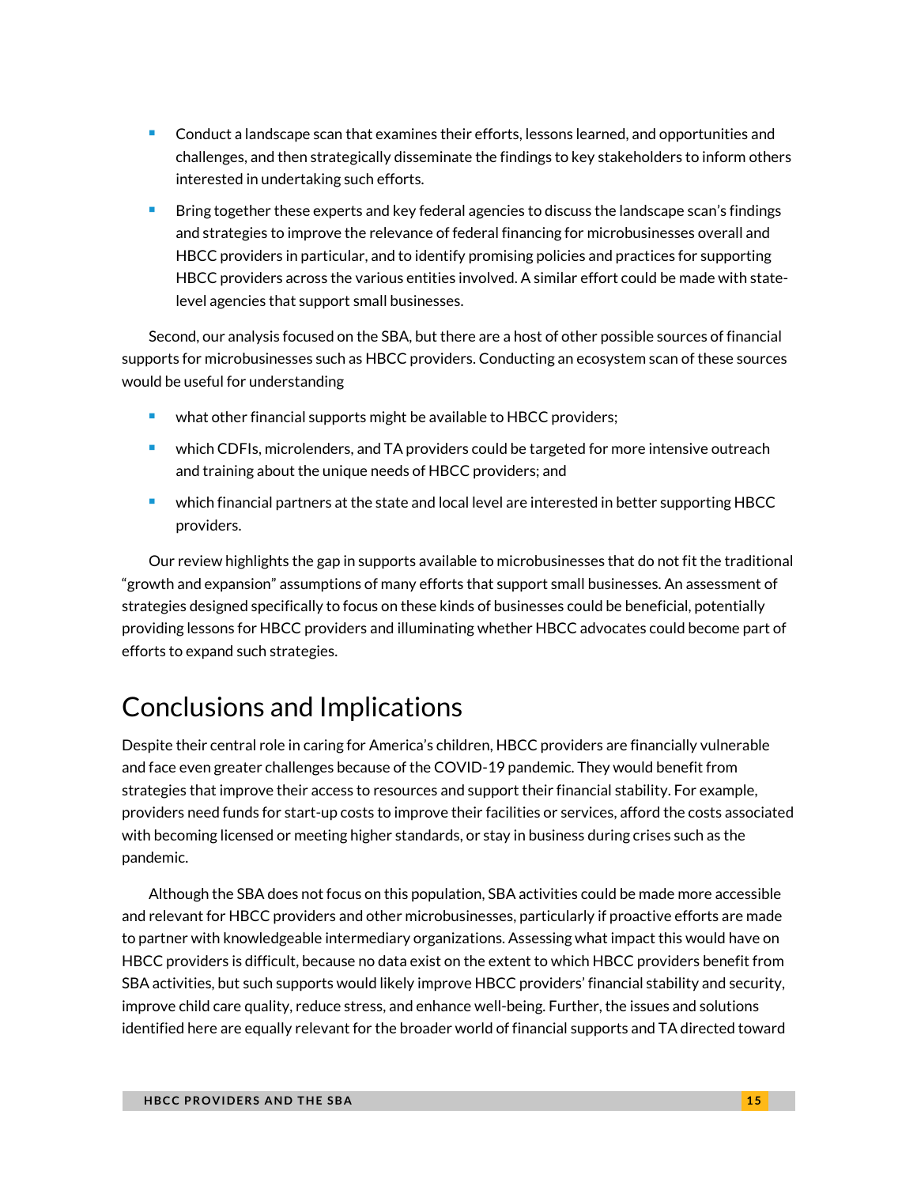- Conduct a landscape scan that examines their efforts, lessons learned, and opportunities and challenges, and then strategically disseminate the findings to key stakeholders to inform others interested in undertaking such efforts.
- Bring together these experts and key federal agencies to discuss the landscape scan's findings and strategies to improve the relevance of federal financing for microbusinesses overall and HBCC providers in particular, and to identify promising policies and practices for supporting HBCC providers across the various entities involved. A similar effort could be made with state-level agencies that support small businesses.

Second, our analysis focused on the SBA, but there are a host of other possible sources of financial supports for microbusinesses such as HBCC providers. Conducting an ecosystem scan of these sources would be useful for understanding

- what other financial supports might be available to HBCC providers;
- which CDFIs, microlenders, and TA providers could be targeted for more intensive outreach and training about the unique needs of HBCC providers; and
- which financial partners at the state and local level are interested in better supporting HBCC providers.

Our review highlights the gap in supports available to microbusinesses that do not fit the traditional "growth and expansion" assumptions of many efforts that support small businesses. An assessment of strategies designed specifically to focus on these kinds of businesses could be beneficial, potentially providing lessons for HBCC providers and illuminating whether HBCC advocates could become part of efforts to expand such strategies.

# Conclusions and Implications

Despite their central role in caring for America's children, HBCC providers are financially vulnerable and face even greater challenges because of the COVID-19 pandemic. They would benefit from strategies that improve their access to resources and support their financial stability. For example, providers need funds for start-up costs to improve their facilities or services, afford the costs associated with becoming licensed or meeting higher standards, or stay in business during crises such as the pandemic.

Although the SBA does not focus on this population, SBA activities could be made more accessible and relevant for HBCC providers and other microbusinesses, particularly if proactive efforts are made to partner with knowledgeable intermediary organizations. Assessing what impact this would have on HBCC providers is difficult, because no data exist on the extent to which HBCC providers benefit from SBA activities, but such supports would likely improve HBCC providers' financial stability and security, improve child care quality, reduce stress, and enhance well-being. Further, the issues and solutions identified here are equally relevant for the broader world of financial supports and TA directed toward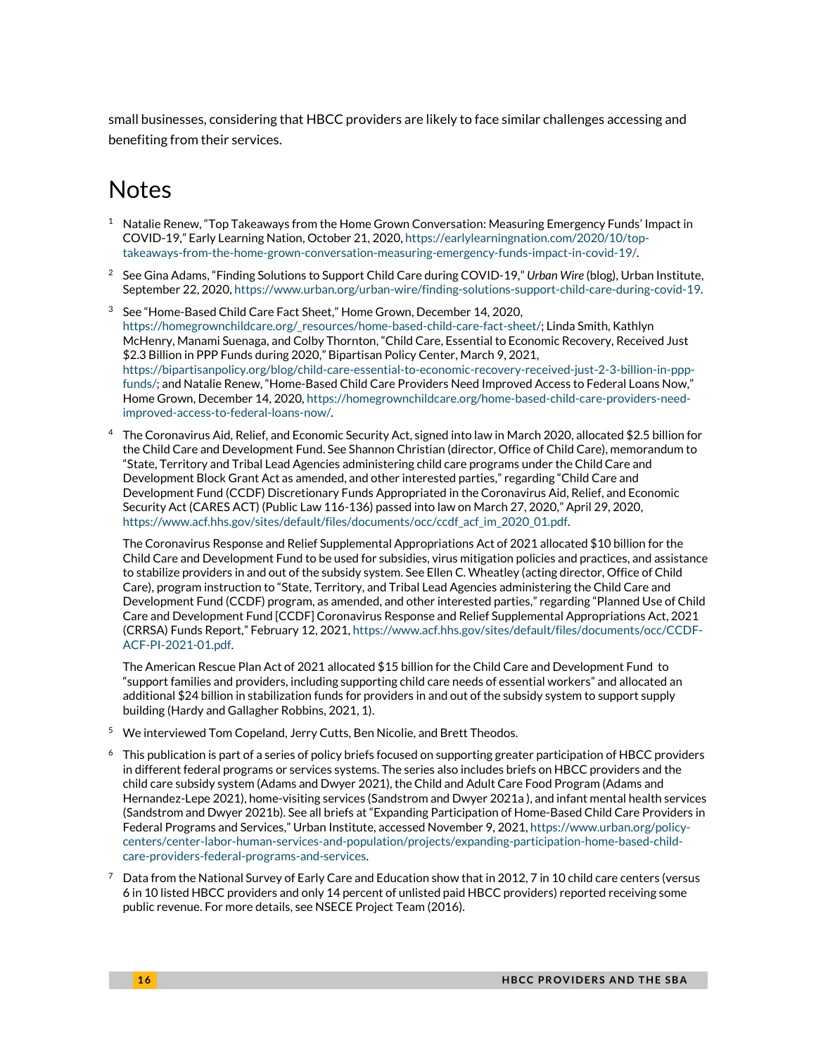small businesses, considering that HBCC providers are likely to face similar challenges accessing and benefiting from their services.

# Notes

1. Natalie Renew, "Top Takeaways from the Home Grown Conversation: Measuring Emergency Funds' Impact in COVID-19," Early Learning Nation, October 21, 2020, https://earlylearningnation.com/2020/10/top-takeaways-from-the-home-grown-conversation-measuring-emergency-funds-impact-in-covid-19/.

2. See Gina Adams, "Finding Solutions to Support Child Care during COVID-19," *Urban Wire* (blog), Urban Institute, September 22, 2020, https://www.urban.org/urban-wire/finding-solutions-support-child-care-during-covid-19.

3. See "Home-Based Child Care Fact Sheet," Home Grown, December 14, 2020, https://homegrownchildcare.org/_resources/home-based-child-care-fact-sheet/; Linda Smith, Kathlyn McHenry, Manami Suenaga, and Colby Thornton, "Child Care, Essential to Economic Recovery, Received Just $2.3 Billion in PPP Funds during 2020," Bipartisan Policy Center, March 9, 2021, https://bipartisanpolicy.org/blog/child-care-essential-to-economic-recovery-received-just-2-3-billion-in-ppp-funds/; and Natalie Renew, "Home-Based Child Care Providers Need Improved Access to Federal Loans Now," Home Grown, December 14, 2020, https://homegrownchildcare.org/home-based-child-care-providers-need-improved-access-to-federal-loans-now/.

4. The Coronavirus Aid, Relief, and Economic Security Act, signed into law in March 2020, allocated $2.5 billion for the Child Care and Development Fund. See Shannon Christian (director, Office of Child Care), memorandum to "State, Territory and Tribal Lead Agencies administering child care programs under the Child Care and Development Block Grant Act as amended, and other interested parties," regarding "Child Care and Development Fund (CCDF) Discretionary Funds Appropriated in the Coronavirus Aid, Relief, and Economic Security Act (CARES ACT) (Public Law 116-136) passed into law on March 27, 2020," April 29, 2020, https://www.acf.hhs.gov/sites/default/files/documents/occ/ccdf_acf_im_2020_01.pdf.

   The Coronavirus Response and Relief Supplemental Appropriations Act of 2021 allocated $10 billion for the Child Care and Development Fund to be used for subsidies, virus mitigation policies and practices, and assistance to stabilize providers in and out of the subsidy system. See Ellen C. Wheatley (acting director, Office of Child Care), program instruction to "State, Territory, and Tribal Lead Agencies administering the Child Care and Development Fund (CCDF) program, as amended, and other interested parties," regarding "Planned Use of Child Care and Development Fund [CCDF] Coronavirus Response and Relief Supplemental Appropriations Act, 2021 (CRRSA) Funds Report," February 12, 2021, https://www.acf.hhs.gov/sites/default/files/documents/occ/CCDF-ACF-PI-2021-01.pdf.

   The American Rescue Plan Act of 2021 allocated $15 billion for the Child Care and Development Fund to "support families and providers, including supporting child care needs of essential workers" and allocated an additional $24 billion in stabilization funds for providers in and out of the subsidy system to support supply building (Hardy and Gallagher Robbins, 2021, 1).

5. We interviewed Tom Copeland, Jerry Cutts, Ben Nicolie, and Brett Theodos.

6. This publication is part of a series of policy briefs focused on supporting greater participation of HBCC providers in different federal programs or services systems. The series also includes briefs on HBCC providers and the child care subsidy system (Adams and Dwyer 2021), the Child and Adult Care Food Program (Adams and Hernandez-Lepe 2021), home-visiting services (Sandstrom and Dwyer 2021a ), and infant mental health services (Sandstrom and Dwyer 2021b). See all briefs at "Expanding Participation of Home-Based Child Care Providers in Federal Programs and Services," Urban Institute, accessed November 9, 2021, https://www.urban.org/policy-centers/center-labor-human-services-and-population/projects/expanding-participation-home-based-child-care-providers-federal-programs-and-services.

7. Data from the National Survey of Early Care and Education show that in 2012, 7 in 10 child care centers (versus 6 in 10 listed HBCC providers and only 14 percent of unlisted paid HBCC providers) reported receiving some public revenue. For more details, see NSECE Project Team (2016).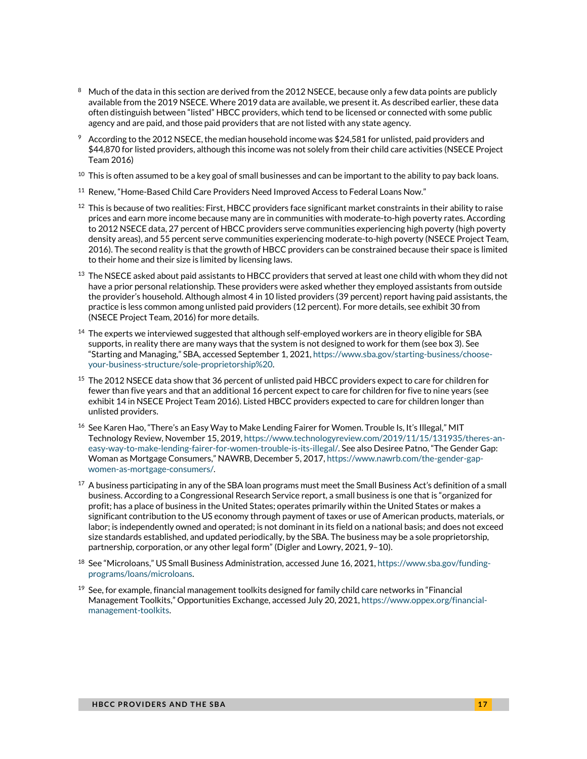[8] Much of the data in this section are derived from the 2012 NSECE, because only a few data points are publicly available from the 2019 NSECE. Where 2019 data are available, we present it. As described earlier, these data often distinguish between "listed" HBCC providers, which tend to be licensed or connected with some public agency and are paid, and those paid providers that are not listed with any state agency.

[9] According to the 2012 NSECE, the median household income was $24,581 for unlisted, paid providers and $44,870 for listed providers, although this income was not solely from their child care activities (NSECE Project Team 2016)

[10] This is often assumed to be a key goal of small businesses and can be important to the ability to pay back loans.

[11] Renew, "Home-Based Child Care Providers Need Improved Access to Federal Loans Now."

[12] This is because of two realities: First, HBCC providers face significant market constraints in their ability to raise prices and earn more income because many are in communities with moderate-to-high poverty rates. According to 2012 NSECE data, 27 percent of HBCC providers serve communities experiencing high poverty (high poverty density areas), and 55 percent serve communities experiencing moderate-to-high poverty (NSECE Project Team, 2016). The second reality is that the growth of HBCC providers can be constrained because their space is limited to their home and their size is limited by licensing laws.

[13] The NSECE asked about paid assistants to HBCC providers that served at least one child with whom they did not have a prior personal relationship. These providers were asked whether they employed assistants from outside the provider's household. Although almost 4 in 10 listed providers (39 percent) report having paid assistants, the practice is less common among unlisted paid providers (12 percent). For more details, see exhibit 30 from (NSECE Project Team, 2016) for more details.

[14] The experts we interviewed suggested that although self-employed workers are in theory eligible for SBA supports, in reality there are many ways that the system is not designed to work for them (see box 3). See "Starting and Managing," SBA, accessed September 1, 2021, https://www.sba.gov/starting-business/choose-your-business-structure/sole-proprietorship%20.

[15] The 2012 NSECE data show that 36 percent of unlisted paid HBCC providers expect to care for children for fewer than five years and that an additional 16 percent expect to care for children for five to nine years (see exhibit 14 in NSECE Project Team 2016). Listed HBCC providers expected to care for children longer than unlisted providers.

[16] See Karen Hao, "There's an Easy Way to Make Lending Fairer for Women. Trouble Is, It's Illegal," MIT Technology Review, November 15, 2019, https://www.technologyreview.com/2019/11/15/131935/theres-an-easy-way-to-make-lending-fairer-for-women-trouble-is-its-illegal/. See also Desiree Patno, "The Gender Gap: Woman as Mortgage Consumers," NAWRB, December 5, 2017, https://www.nawrb.com/the-gender-gap-women-as-mortgage-consumers/.

[17] A business participating in any of the SBA loan programs must meet the Small Business Act's definition of a small business. According to a Congressional Research Service report, a small business is one that is "organized for profit; has a place of business in the United States; operates primarily within the United States or makes a significant contribution to the US economy through payment of taxes or use of American products, materials, or labor; is independently owned and operated; is not dominant in its field on a national basis; and does not exceed size standards established, and updated periodically, by the SBA. The business may be a sole proprietorship, partnership, corporation, or any other legal form" (Digler and Lowry, 2021, 9–10).

[18] See "Microloans," US Small Business Administration, accessed June 16, 2021, https://www.sba.gov/funding-programs/loans/microloans.

[19] See, for example, financial management toolkits designed for family child care networks in "Financial Management Toolkits," Opportunities Exchange, accessed July 20, 2021, https://www.oppex.org/financial-management-toolkits.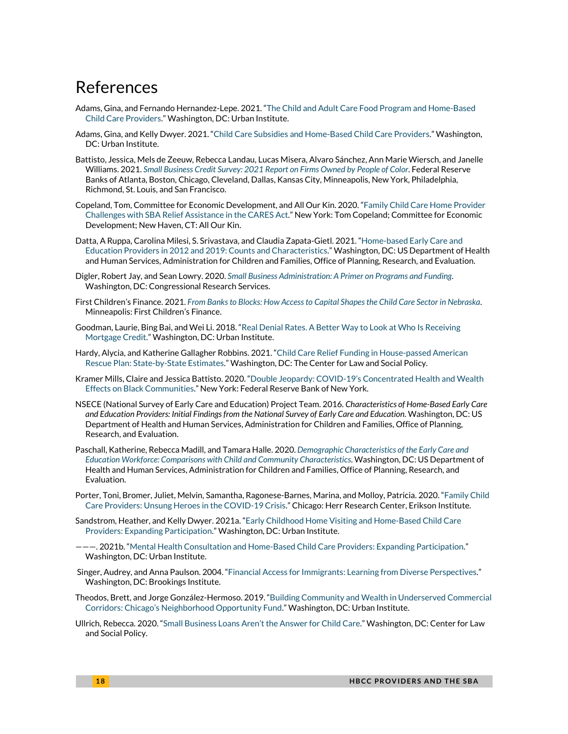# References

Adams, Gina, and Fernando Hernandez-Lepe. 2021. "The Child and Adult Care Food Program and Home-Based Child Care Providers." Washington, DC: Urban Institute.

Adams, Gina, and Kelly Dwyer. 2021. "Child Care Subsidies and Home-Based Child Care Providers." Washington, DC: Urban Institute.

Battisto, Jessica, Mels de Zeeuw, Rebecca Landau, Lucas Misera, Alvaro Sánchez, Ann Marie Wiersch, and Janelle Williams. 2021. *Small Business Credit Survey: 2021 Report on Firms Owned by People of Color*. Federal Reserve Banks of Atlanta, Boston, Chicago, Cleveland, Dallas, Kansas City, Minneapolis, New York, Philadelphia, Richmond, St. Louis, and San Francisco.

Copeland, Tom, Committee for Economic Development, and All Our Kin. 2020. "Family Child Care Home Provider Challenges with SBA Relief Assistance in the CARES Act." New York: Tom Copeland; Committee for Economic Development; New Haven, CT: All Our Kin.

Datta, A Ruppa, Carolina Milesi, S. Srivastava, and Claudia Zapata-Gietl. 2021. "Home-based Early Care and Education Providers in 2012 and 2019: Counts and Characteristics." Washington, DC: US Department of Health and Human Services, Administration for Children and Families, Office of Planning, Research, and Evaluation.

Digler, Robert Jay, and Sean Lowry. 2020. *Small Business Administration: A Primer on Programs and Funding*. Washington, DC: Congressional Research Services.

First Children's Finance. 2021. *From Banks to Blocks: How Access to Capital Shapes the Child Care Sector in Nebraska*. Minneapolis: First Children's Finance.

Goodman, Laurie, Bing Bai, and Wei Li. 2018. "Real Denial Rates. A Better Way to Look at Who Is Receiving Mortgage Credit." Washington, DC: Urban Institute.

Hardy, Alycia, and Katherine Gallagher Robbins. 2021. "Child Care Relief Funding in House-passed American Rescue Plan: State-by-State Estimates." Washington, DC: The Center for Law and Social Policy.

Kramer Mills, Claire and Jessica Battisto. 2020. "Double Jeopardy: COVID-19's Concentrated Health and Wealth Effects on Black Communities." New York: Federal Reserve Bank of New York.

NSECE (National Survey of Early Care and Education) Project Team. 2016. *Characteristics of Home-Based Early Care and Education Providers: Initial Findings from the National Survey of Early Care and Education.* Washington, DC: US Department of Health and Human Services, Administration for Children and Families, Office of Planning, Research, and Evaluation.

Paschall, Katherine, Rebecca Madill, and Tamara Halle. 2020. *Demographic Characteristics of the Early Care and Education Workforce: Comparisons with Child and Community Characteristics*. Washington, DC: US Department of Health and Human Services, Administration for Children and Families, Office of Planning, Research, and Evaluation.

Porter, Toni, Bromer, Juliet, Melvin, Samantha, Ragonese-Barnes, Marina, and Molloy, Patricia. 2020. "Family Child Care Providers: Unsung Heroes in the COVID-19 Crisis." Chicago: Herr Research Center, Erikson Institute.

Sandstrom, Heather, and Kelly Dwyer. 2021a. "Early Childhood Home Visiting and Home-Based Child Care Providers: Expanding Participation." Washington, DC: Urban Institute.

———. 2021b. "Mental Health Consultation and Home-Based Child Care Providers: Expanding Participation." Washington, DC: Urban Institute.

Singer, Audrey, and Anna Paulson. 2004. "Financial Access for Immigrants: Learning from Diverse Perspectives." Washington, DC: Brookings Institute.

Theodos, Brett, and Jorge González-Hermoso. 2019. "Building Community and Wealth in Underserved Commercial Corridors: Chicago's Neighborhood Opportunity Fund." Washington, DC: Urban Institute.

Ullrich, Rebecca. 2020. "Small Business Loans Aren't the Answer for Child Care." Washington, DC: Center for Law and Social Policy.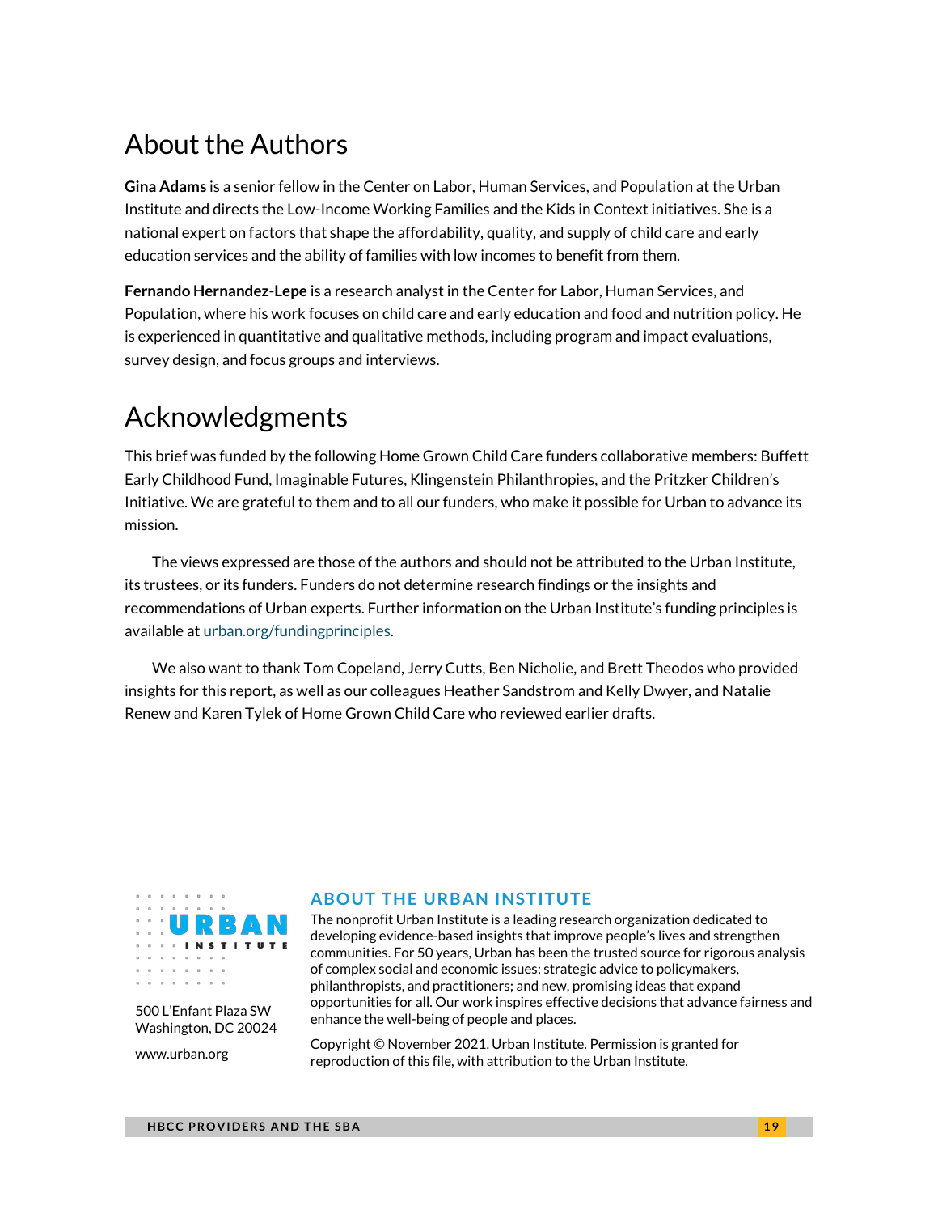# About the Authors

**Gina Adams** is a senior fellow in the Center on Labor, Human Services, and Population at the Urban Institute and directs the Low-Income Working Families and the Kids in Context initiatives. She is a national expert on factors that shape the affordability, quality, and supply of child care and early education services and the ability of families with low incomes to benefit from them.

**Fernando Hernandez-Lepe** is a research analyst in the Center for Labor, Human Services, and Population, where his work focuses on child care and early education and food and nutrition policy. He is experienced in quantitative and qualitative methods, including program and impact evaluations, survey design, and focus groups and interviews.

# Acknowledgments

This brief was funded by the following Home Grown Child Care funders collaborative members: Buffett Early Childhood Fund, Imaginable Futures, Klingenstein Philanthropies, and the Pritzker Children's Initiative. We are grateful to them and to all our funders, who make it possible for Urban to advance its mission.

The views expressed are those of the authors and should not be attributed to the Urban Institute, its trustees, or its funders. Funders do not determine research findings or the insights and recommendations of Urban experts. Further information on the Urban Institute's funding principles is available at urban.org/fundingprinciples.

We also want to thank Tom Copeland, Jerry Cutts, Ben Nicholie, and Brett Theodos who provided insights for this report, as well as our colleagues Heather Sandstrom and Kelly Dwyer, and Natalie Renew and Karen Tylek of Home Grown Child Care who reviewed earlier drafts.

URBAN INSTITUTE

500 L'Enfant Plaza SW
Washington, DC 20024

www.urban.org

## ABOUT THE URBAN INSTITUTE

The nonprofit Urban Institute is a leading research organization dedicated to developing evidence-based insights that improve people's lives and strengthen communities. For 50 years, Urban has been the trusted source for rigorous analysis of complex social and economic issues; strategic advice to policymakers, philanthropists, and practitioners; and new, promising ideas that expand opportunities for all. Our work inspires effective decisions that advance fairness and enhance the well-being of people and places.

Copyright © November 2021. Urban Institute. Permission is granted for reproduction of this file, with attribution to the Urban Institute.